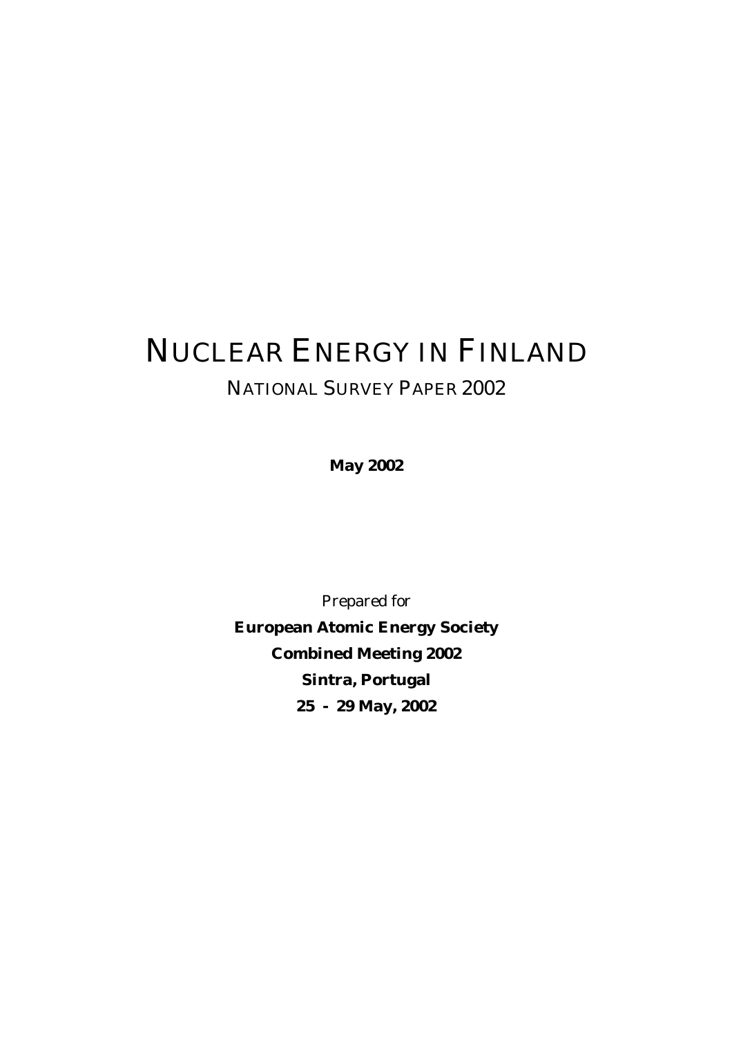# NUCLEAR ENERGY IN FINLAND

## NATIONAL SURVEY PAPER 2002

**May 2002**

*Prepared for*

**European Atomic Energy Society**

**Combined Meeting 2002**

**Sintra, Portugal**

**25 - 29 May, 2002**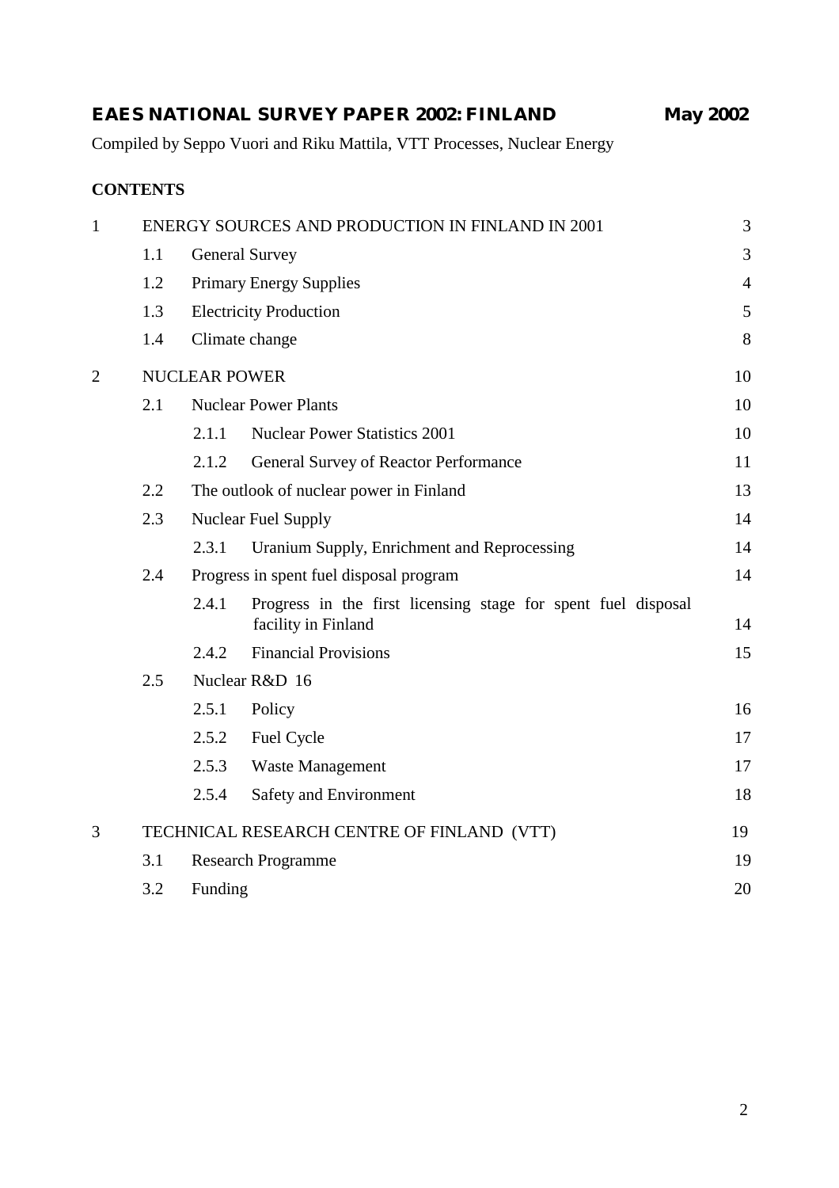**EAES NATIONAL SURVEY PAPER 2002: FINLAND** **May 2002**

Compiled by Seppo Vuori and Riku Mattila, VTT Processes, Nuclear Energy

**CONTENTS**

| | | | |
|---|---|---|---|
| 1 | ENERGY SOURCES AND PRODUCTION IN FINLAND IN 2001 | | 3 |
| | 1.1 | General Survey | 3 |
| | 1.2 | Primary Energy Supplies | 4 |
| | 1.3 | Electricity Production | 5 |
| | 1.4 | Climate change | 8 |
| 2 | NUCLEAR POWER | | 10 |
| | 2.1 | Nuclear Power Plants | 10 |
| | | 2.1.1 Nuclear Power Statistics 2001 | 10 |
| | | 2.1.2 General Survey of Reactor Performance | 11 |
| | 2.2 | The outlook of nuclear power in Finland | 13 |
| | 2.3 | Nuclear Fuel Supply | 14 |
| | | 2.3.1 Uranium Supply, Enrichment and Reprocessing | 14 |
| | 2.4 | Progress in spent fuel disposal program | 14 |
| | | 2.4.1 Progress in the first licensing stage for spent fuel disposal facility in Finland | 14 |
| | | 2.4.2 Financial Provisions | 15 |
| | 2.5 | Nuclear R&D 16 | |
| | | 2.5.1 Policy | 16 |
| | | 2.5.2 Fuel Cycle | 17 |
| | | 2.5.3 Waste Management | 17 |
| | | 2.5.4 Safety and Environment | 18 |
| 3 | TECHNICAL RESEARCH CENTRE OF FINLAND (VTT) | | 19 |
| | 3.1 | Research Programme | 19 |
| | 3.2 | Funding | 20 |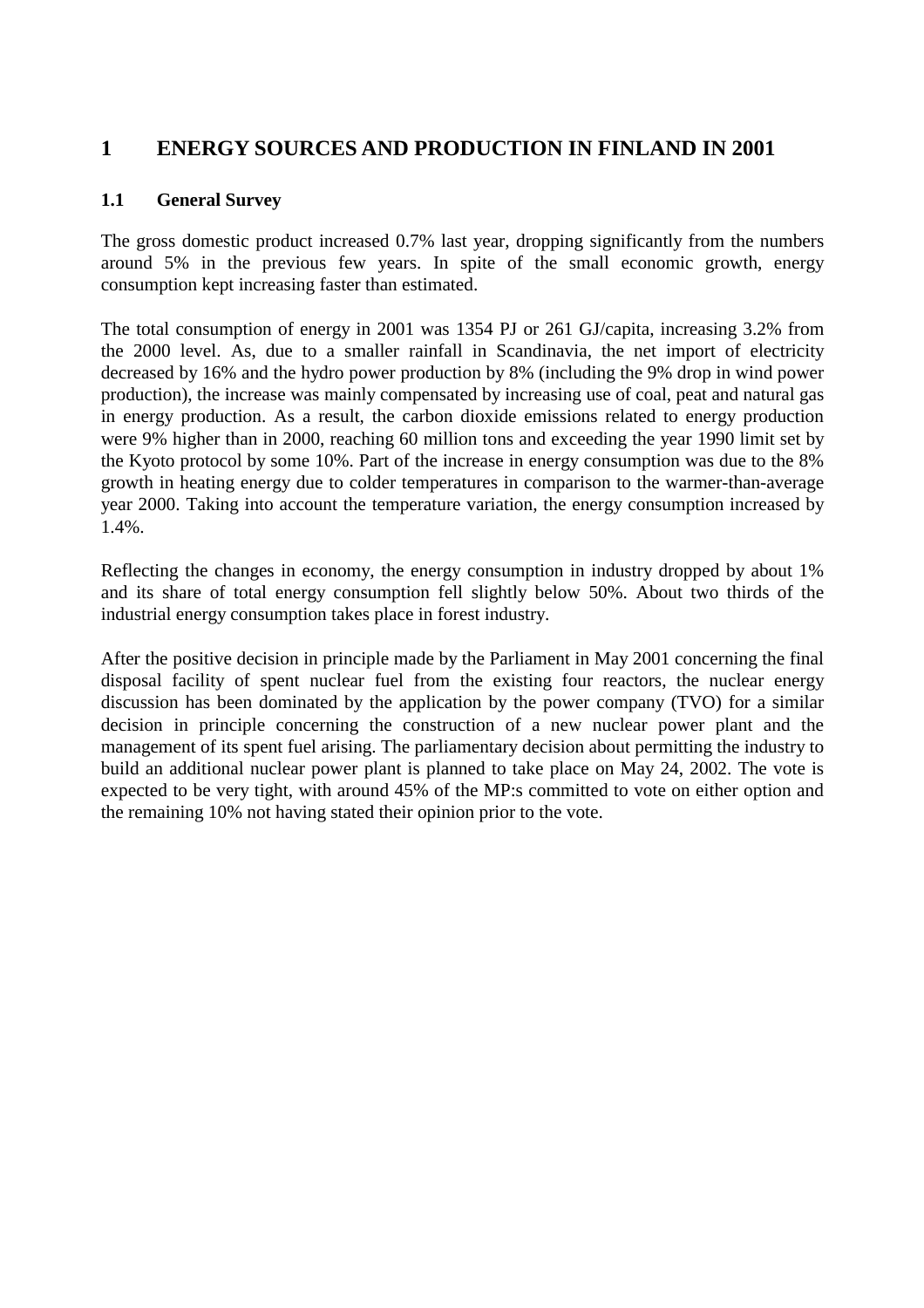# 1 ENERGY SOURCES AND PRODUCTION IN FINLAND IN 2001

## 1.1 General Survey

The gross domestic product increased 0.7% last year, dropping significantly from the numbers around 5% in the previous few years. In spite of the small economic growth, energy consumption kept increasing faster than estimated.

The total consumption of energy in 2001 was 1354 PJ or 261 GJ/capita, increasing 3.2% from the 2000 level. As, due to a smaller rainfall in Scandinavia, the net import of electricity decreased by 16% and the hydro power production by 8% (including the 9% drop in wind power production), the increase was mainly compensated by increasing use of coal, peat and natural gas in energy production. As a result, the carbon dioxide emissions related to energy production were 9% higher than in 2000, reaching 60 million tons and exceeding the year 1990 limit set by the Kyoto protocol by some 10%. Part of the increase in energy consumption was due to the 8% growth in heating energy due to colder temperatures in comparison to the warmer-than-average year 2000. Taking into account the temperature variation, the energy consumption increased by 1.4%.

Reflecting the changes in economy, the energy consumption in industry dropped by about 1% and its share of total energy consumption fell slightly below 50%. About two thirds of the industrial energy consumption takes place in forest industry.

After the positive decision in principle made by the Parliament in May 2001 concerning the final disposal facility of spent nuclear fuel from the existing four reactors, the nuclear energy discussion has been dominated by the application by the power company (TVO) for a similar decision in principle concerning the construction of a new nuclear power plant and the management of its spent fuel arising. The parliamentary decision about permitting the industry to build an additional nuclear power plant is planned to take place on May 24, 2002. The vote is expected to be very tight, with around 45% of the MP:s committed to vote on either option and the remaining 10% not having stated their opinion prior to the vote.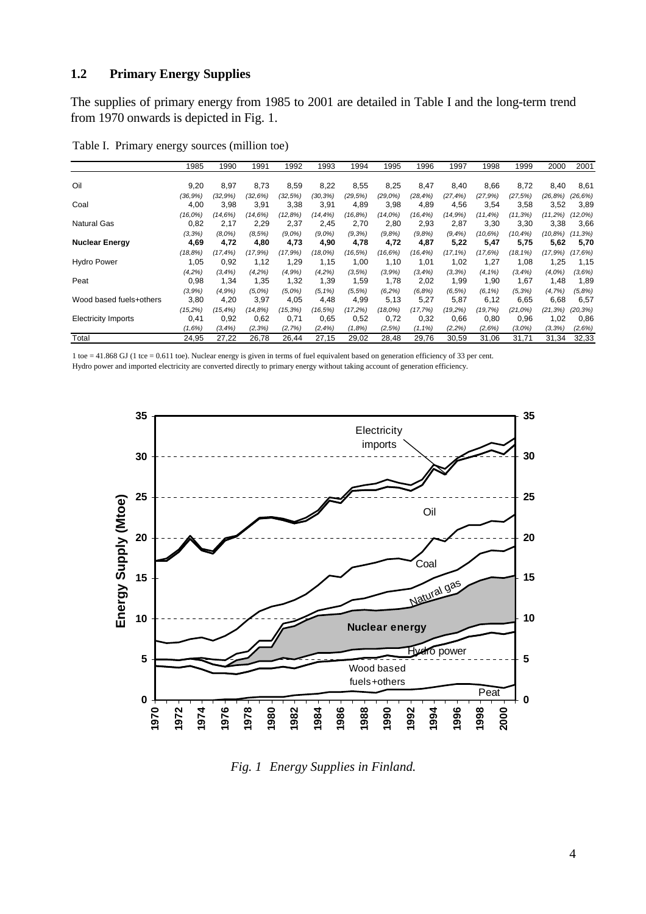## 1.2 Primary Energy Supplies

The supplies of primary energy from 1985 to 2001 are detailed in Table I and the long-term trend from 1970 onwards is depicted in Fig. 1.

Table I. Primary energy sources (million toe)

| | 1985 | 1990 | 1991 | 1992 | 1993 | 1994 | 1995 | 1996 | 1997 | 1998 | 1999 | 2000 | 2001 |
|---|---|---|---|---|---|---|---|---|---|---|---|---|---|
| Oil | 9,20 | 8,97 | 8,73 | 8,59 | 8,22 | 8,55 | 8,25 | 8,47 | 8,40 | 8,66 | 8,72 | 8,40 | 8,61 |
| | *(36,9%)* | *(32,9%)* | *(32,6%)* | *(32,5%)* | *(30,3%)* | *(29,5%)* | *(29,0%)* | *(28,4%)* | *(27,4%)* | *(27,9%)* | *(27,5%)* | *(26,8%)* | *(26,6%)* |
| Coal | 4,00 | 3,98 | 3,91 | 3,38 | 3,91 | 4,89 | 3,98 | 4,89 | 4,56 | 3,54 | 3,58 | 3,52 | 3,89 |
| | *(16,0%)* | *(14,6%)* | *(14,6%)* | *(12,8%)* | *(14,4%)* | *(16,8%)* | *(14,0%)* | *(16,4%)* | *(14,9%)* | *(11,4%)* | *(11,3%)* | *(11,2%)* | *(12,0%)* |
| Natural Gas | 0,82 | 2,17 | 2,29 | 2,37 | 2,45 | 2,70 | 2,80 | 2,93 | 2,87 | 3,30 | 3,30 | 3,38 | 3,66 |
| | *(3,3%)* | *(8,0%)* | *(8,5%)* | *(9,0%)* | *(9,0%)* | *(9,3%)* | *(9,8%)* | *(9,8%)* | *(9,4%)* | *(10,6%)* | *(10,4%)* | *(10,8%)* | *(11,3%)* |
| **Nuclear Energy** | **4,69** | **4,72** | **4,80** | **4,73** | **4,90** | **4,78** | **4,72** | **4,87** | **5,22** | **5,47** | **5,75** | **5,62** | **5,70** |
| | *(18,8%)* | *(17,4%)* | *(17,9%)* | *(17,9%)* | *(18,0%)* | *(16,5%)* | *(16,6%)* | *(16,4%)* | *(17,1%)* | *(17,6%)* | *(18,1%)* | *(17,9%)* | *(17,6%)* |
| Hydro Power | 1,05 | 0,92 | 1,12 | 1,29 | 1,15 | 1,00 | 1,10 | 1,01 | 1,02 | 1,27 | 1,08 | 1,25 | 1,15 |
| | *(4,2%)* | *(3,4%)* | *(4,2%)* | *(4,9%)* | *(4,2%)* | *(3,5%)* | *(3,9%)* | *(3,4%)* | *(3,3%)* | *(4,1%)* | *(3,4%)* | *(4,0%)* | *(3,6%)* |
| Peat | 0,98 | 1,34 | 1,35 | 1,32 | 1,39 | 1,59 | 1,78 | 2,02 | 1,99 | 1,90 | 1,67 | 1,48 | 1,89 |
| | *(3,9%)* | *(4,9%)* | *(5,0%)* | *(5,0%)* | *(5,1%)* | *(5,5%)* | *(6,2%)* | *(6,8%)* | *(6,5%)* | *(6,1%)* | *(5,3%)* | *(4,7%)* | *(5,8%)* |
| Wood based fuels+others | 3,80 | 4,20 | 3,97 | 4,05 | 4,48 | 4,99 | 5,13 | 5,27 | 5,87 | 6,12 | 6,65 | 6,68 | 6,57 |
| | *(15,2%)* | *(15,4%)* | *(14,8%)* | *(15,3%)* | *(16,5%)* | *(17,2%)* | *(18,0%)* | *(17,7%)* | *(19,2%)* | *(19,7%)* | *(21,0%)* | *(21,3%)* | *(20,3%)* |
| Electricity Imports | 0,41 | 0,92 | 0,62 | 0,71 | 0,65 | 0,52 | 0,72 | 0,32 | 0,66 | 0,80 | 0,96 | 1,02 | 0,86 |
| | *(1,6%)* | *(3,4%)* | *(2,3%)* | *(2,7%)* | *(2,4%)* | *(1,8%)* | *(2,5%)* | *(1,1%)* | *(2,2%)* | *(2,6%)* | *(3,0%)* | *(3,3%)* | *(2,6%)* |
| Total | 24,95 | 27,22 | 26,78 | 26,44 | 27,15 | 29,02 | 28,48 | 29,76 | 30,59 | 31,06 | 31,71 | 31,34 | 32,33 |

1 toe = 41.868 GJ (1 tce = 0.611 toe). Nuclear energy is given in terms of fuel equivalent based on generation efficiency of 33 per cent.
Hydro power and imported electricity are converted directly to primary energy without taking account of generation efficiency.

*Fig. 1 Energy Supplies in Finland.*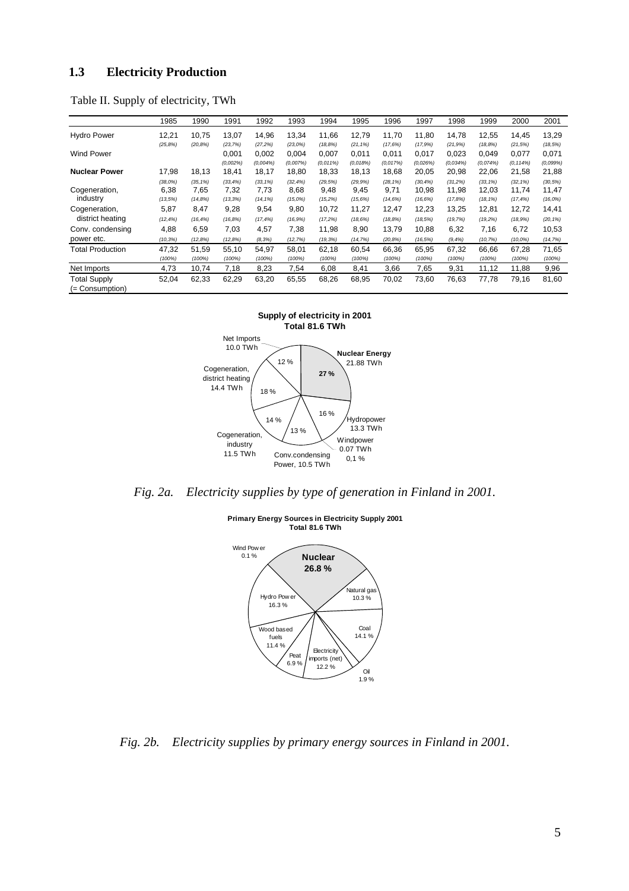## 1.3 Electricity Production

Table II. Supply of electricity, TWh

| | 1985 | 1990 | 1991 | 1992 | 1993 | 1994 | 1995 | 1996 | 1997 | 1998 | 1999 | 2000 | 2001 |
|---|---|---|---|---|---|---|---|---|---|---|---|---|---|
| Hydro Power | 12,21 | 10,75 | 13,07 | 14,96 | 13,34 | 11,66 | 12,79 | 11,70 | 11,80 | 14,78 | 12,55 | 14,45 | 13,29 |
| | *(25,8%)* | *(20,8%)* | *(23,7%)* | *(27,2%)* | *(23,0%)* | *(18,8%)* | *(21,1%)* | *(17,6%)* | *(17,9%)* | *(21,9%)* | *(18,8%)* | *(21,5%)* | *(18,5%)* |
| Wind Power | | | 0,001 | 0,002 | 0,004 | 0,007 | 0,011 | 0,011 | 0,017 | 0,023 | 0,049 | 0,077 | 0,071 |
| | | | *(0,002%)* | *(0,004%)* | *(0,007%)* | *(0,011%)* | *(0,018%)* | *(0,017%)* | *(0,026%)* | *(0,034%)* | *(0,074%)* | *(0,114%)* | *(0,099%)* |
| **Nuclear Power** | 17,98 | 18,13 | 18,41 | 18,17 | 18,80 | 18,33 | 18,13 | 18,68 | 20,05 | 20,98 | 22,06 | 21,58 | 21,88 |
| | *(38,0%)* | *(35,1%)* | *(33,4%)* | *(33,1%)* | *(32,4%)* | *(29,5%)* | *(29,9%)* | *(28,1%)* | *(30,4%)* | *(31,2%)* | *(33,1%)* | *(32,1%)* | *(30,5%)* |
| Cogeneration, industry | 6,38 | 7,65 | 7,32 | 7,73 | 8,68 | 9,48 | 9,45 | 9,71 | 10,98 | 11,98 | 12,03 | 11,74 | 11,47 |
| | *(13,5%)* | *(14,8%)* | *(13,3%)* | *(14,1%)* | *(15,0%)* | *(15,2%)* | *(15,6%)* | *(14,6%)* | *(16,6%)* | *(17,8%)* | *(18,1%)* | *(17,4%)* | *(16,0%)* |
| Cogeneration, district heating | 5,87 | 8,47 | 9,28 | 9,54 | 9,80 | 10,72 | 11,27 | 12,47 | 12,23 | 13,25 | 12,81 | 12,72 | 14,41 |
| | *(12,4%)* | *(16,4%)* | *(16,8%)* | *(17,4%)* | *(16,9%)* | *(17,2%)* | *(18,6%)* | *(18,8%)* | *(18,5%)* | *(19,7%)* | *(19,2%)* | *(18,9%)* | *(20,1%)* |
| Conv. condensing power etc. | 4,88 | 6,59 | 7,03 | 4,57 | 7,38 | 11,98 | 8,90 | 13,79 | 10,88 | 6,32 | 7,16 | 6,72 | 10,53 |
| | *(10,3%)* | *(12,8%)* | *(12,8%)* | *(8,3%)* | *(12,7%)* | *(19,3%)* | *(14,7%)* | *(20,8%)* | *(16,5%)* | *(9,4%)* | *(10,7%)* | *(10,0%)* | *(14,7%)* |
| Total Production | 47,32 | 51,59 | 55,10 | 54,97 | 58,01 | 62,18 | 60,54 | 66,36 | 65,95 | 67,32 | 66,66 | 67,28 | 71,65 |
| | *(100%)* | *(100%)* | *(100%)* | *(100%)* | *(100%)* | *(100%)* | *(100%)* | *(100%)* | *(100%)* | *(100%)* | *(100%)* | *(100%)* | *(100%)* |
| Net Imports | 4,73 | 10,74 | 7,18 | 8,23 | 7,54 | 6,08 | 8,41 | 3,66 | 7,65 | 9,31 | 11,12 | 11,88 | 9,96 |
| Total Supply (= Consumption) | 52,04 | 62,33 | 62,29 | 63,20 | 65,55 | 68,26 | 68,95 | 70,02 | 73,60 | 76,63 | 77,78 | 79,16 | 81,60 |

**Supply of electricity in 2001**
**Total 81.6 TWh**

Net Imports 10.0 TWh 12 %; **Nuclear Energy** 21.88 TWh **27 %**; Hydropower 13.3 TWh 16 %; Windpower 0.07 TWh 0,1 %; Conv.condensing Power, 10.5 TWh 13 %; Cogeneration, industry 11.5 TWh 14 %; Cogeneration, district heating 14.4 TWh 18 %

*Fig. 2a. Electricity supplies by type of generation in Finland in 2001.*

**Primary Energy Sources in Electricity Supply 2001**
**Total 81.6 TWh**

**Nuclear 26.8 %**; Natural gas 10.3 %; Coal 14.1 %; Oil 1.9 %; Electricity imports (net) 12.2 %; Peat 6.9 %; Wood based fuels 11.4 %; Hydro Power 16.3 %; Wind Power 0.1 %

*Fig. 2b. Electricity supplies by primary energy sources in Finland in 2001.*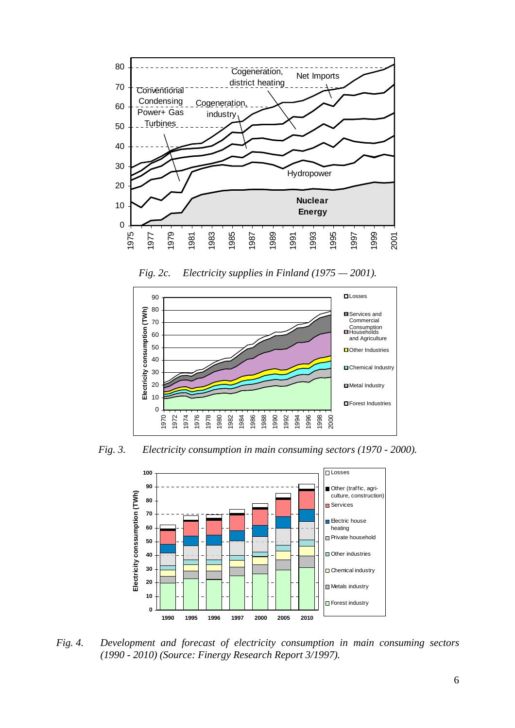*Fig. 2c. Electricity supplies in Finland (1975 — 2001).*

*Fig. 3. Electricity consumption in main consuming sectors (1970 - 2000).*

*Fig. 4. Development and forecast of electricity consumption in main consuming sectors (1990 - 2010) (Source: Finergy Research Report 3/1997).*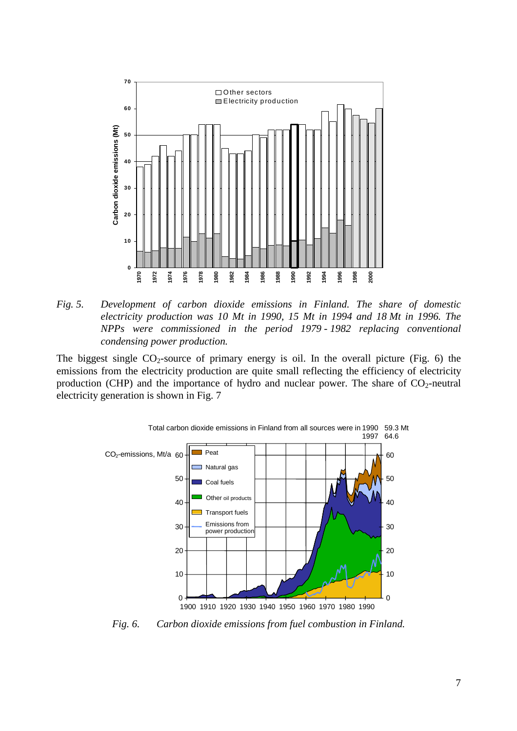*Fig. 5. Development of carbon dioxide emissions in Finland. The share of domestic electricity production was 10 Mt in 1990, 15 Mt in 1994 and 18 Mt in 1996. The NPPs commissioned in the period 1979 - 1982 replacing conventional condensing power production.*

The biggest single $CO_2$-source of primary energy is oil. In the overall picture (Fig. 6) the emissions from the electricity production are quite small reflecting the efficiency of electricity production (CHP) and the importance of hydro and nuclear power. The share of $CO_2$-neutral electricity generation is shown in Fig. 7

*Fig. 6. Carbon dioxide emissions from fuel combustion in Finland.*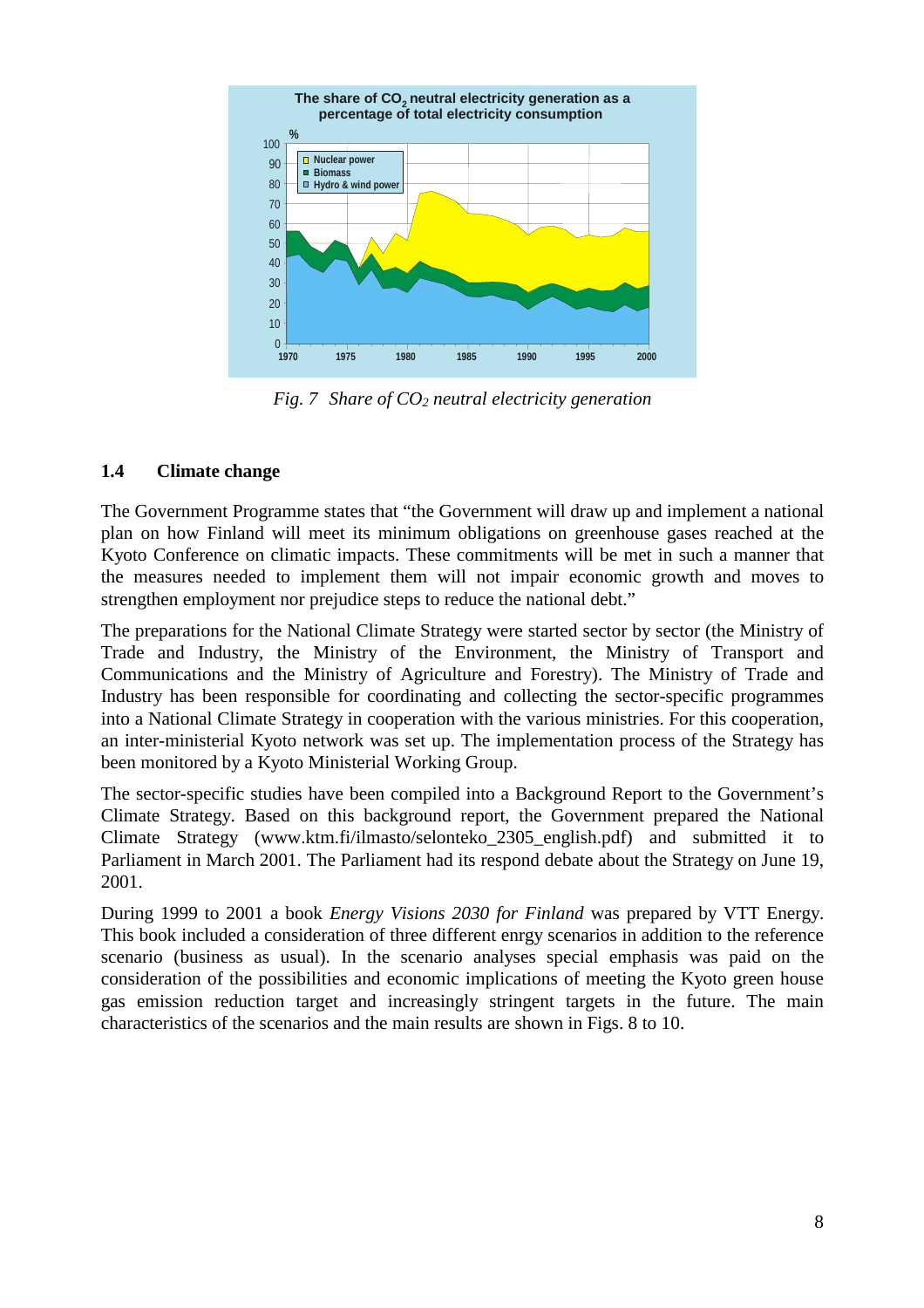*Fig. 7  Share of $CO_2$ neutral electricity generation*

### 1.4 Climate change

The Government Programme states that "the Government will draw up and implement a national plan on how Finland will meet its minimum obligations on greenhouse gases reached at the Kyoto Conference on climatic impacts. These commitments will be met in such a manner that the measures needed to implement them will not impair economic growth and moves to strengthen employment nor prejudice steps to reduce the national debt."

The preparations for the National Climate Strategy were started sector by sector (the Ministry of Trade and Industry, the Ministry of the Environment, the Ministry of Transport and Communications and the Ministry of Agriculture and Forestry). The Ministry of Trade and Industry has been responsible for coordinating and collecting the sector-specific programmes into a National Climate Strategy in cooperation with the various ministries. For this cooperation, an inter-ministerial Kyoto network was set up. The implementation process of the Strategy has been monitored by a Kyoto Ministerial Working Group.

The sector-specific studies have been compiled into a Background Report to the Government's Climate Strategy. Based on this background report, the Government prepared the National Climate Strategy (www.ktm.fi/ilmasto/selonteko_2305_english.pdf) and submitted it to Parliament in March 2001. The Parliament had its respond debate about the Strategy on June 19, 2001.

During 1999 to 2001 a book *Energy Visions 2030 for Finland* was prepared by VTT Energy. This book included a consideration of three different enrgy scenarios in addition to the reference scenario (business as usual). In the scenario analyses special emphasis was paid on the consideration of the possibilities and economic implications of meeting the Kyoto green house gas emission reduction target and increasingly stringent targets in the future. The main characteristics of the scenarios and the main results are shown in Figs. 8 to 10.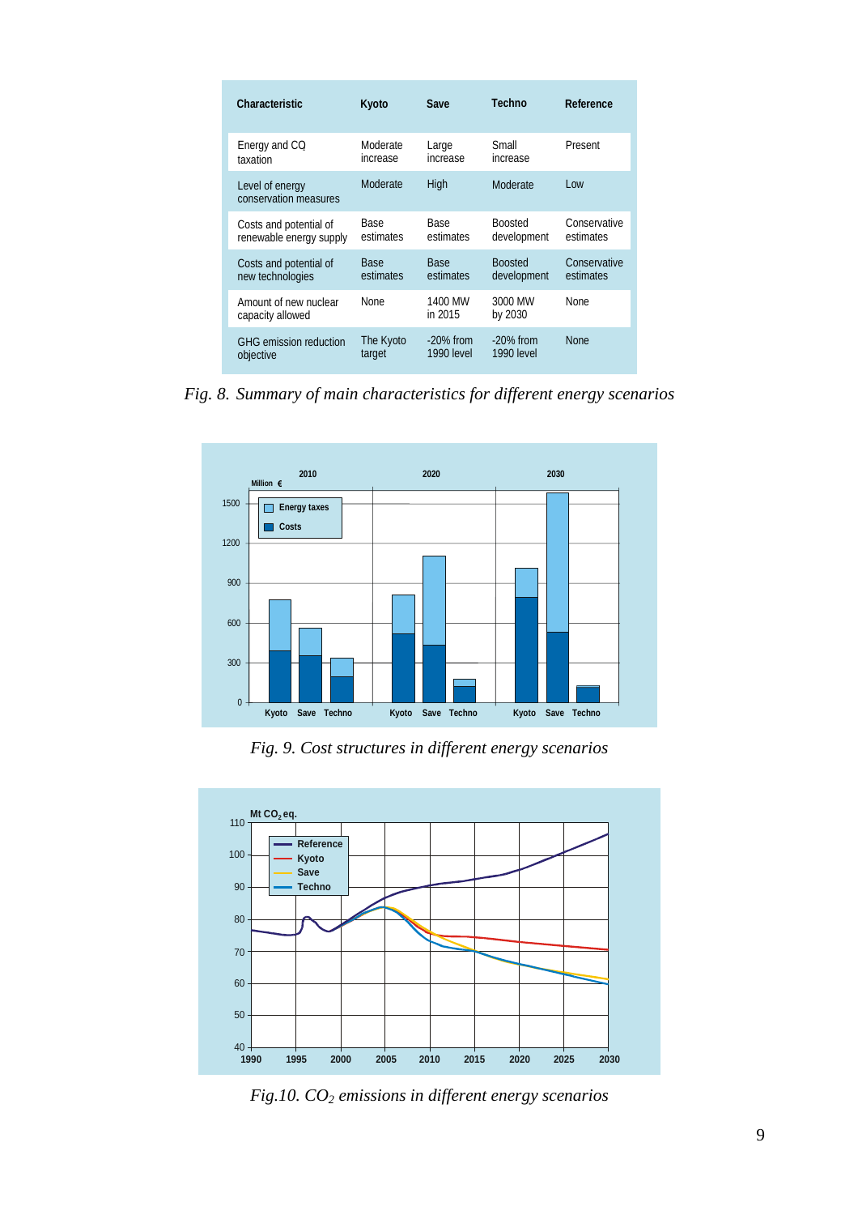| Characteristic | Kyoto | Save | Techno | Reference |
|---|---|---|---|---|
| Energy and CO taxation | Moderate increase | Large increase | Small increase | Present |
| Level of energy conservation measures | Moderate | High | Moderate | Low |
| Costs and potential of renewable energy supply | Base estimates | Base estimates | Boosted development | Conservative estimates |
| Costs and potential of new technologies | Base estimates | Base estimates | Boosted development | Conservative estimates |
| Amount of new nuclear capacity allowed | None | 1400 MW in 2015 | 3000 MW by 2030 | None |
| GHG emission reduction objective | The Kyoto target | -20% from 1990 level | -20% from 1990 level | None |

*Fig. 8. Summary of main characteristics for different energy scenarios*

*Fig. 9. Cost structures in different energy scenarios*

*Fig.10. $CO_2$ emissions in different energy scenarios*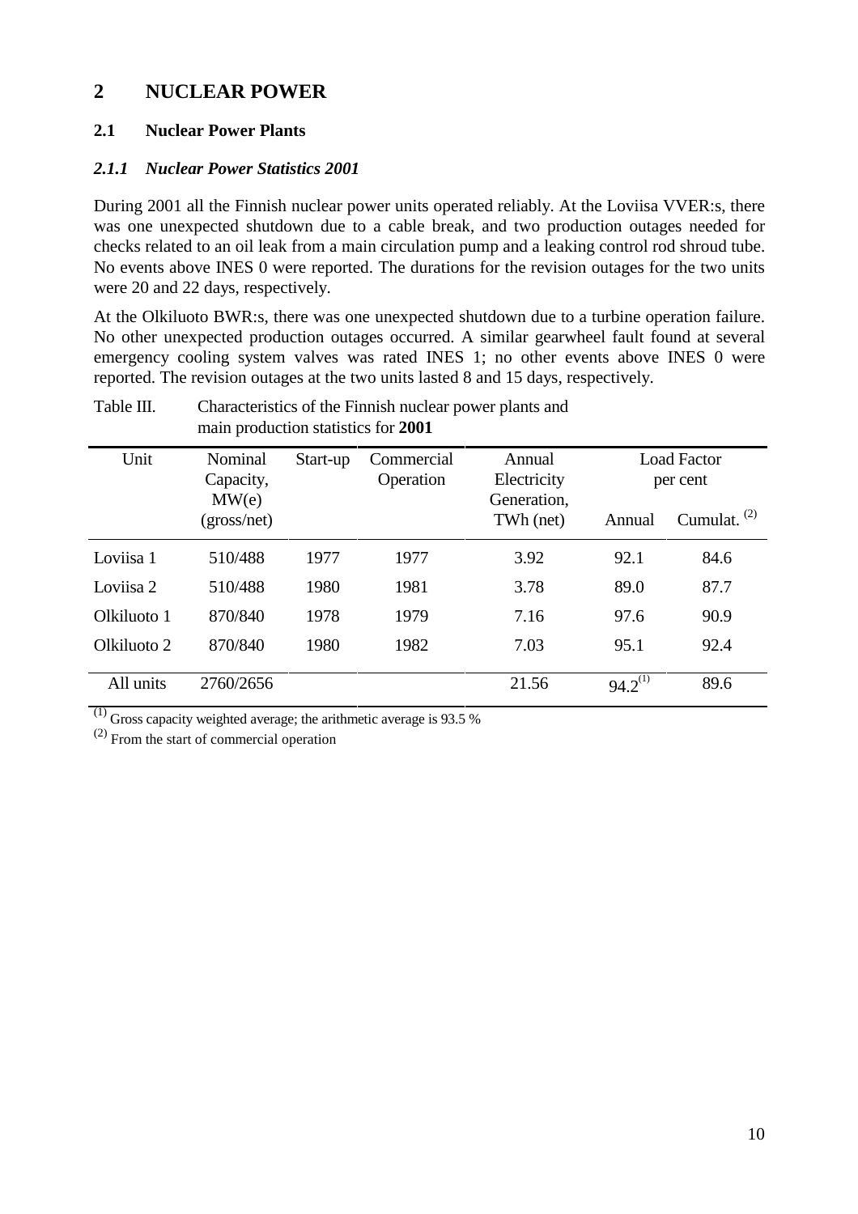# 2 NUCLEAR POWER

## 2.1 Nuclear Power Plants

### *2.1.1 Nuclear Power Statistics 2001*

During 2001 all the Finnish nuclear power units operated reliably. At the Loviisa VVER:s, there was one unexpected shutdown due to a cable break, and two production outages needed for checks related to an oil leak from a main circulation pump and a leaking control rod shroud tube. No events above INES 0 were reported. The durations for the revision outages for the two units were 20 and 22 days, respectively.

At the Olkiluoto BWR:s, there was one unexpected shutdown due to a turbine operation failure. No other unexpected production outages occurred. A similar gearwheel fault found at several emergency cooling system valves was rated INES 1; no other events above INES 0 were reported. The revision outages at the two units lasted 8 and 15 days, respectively.

Table III. Characteristics of the Finnish nuclear power plants and main production statistics for **2001**

| Unit | Nominal Capacity, MW(e) (gross/net) | Start-up | Commercial Operation | Annual Electricity Generation, TWh (net) | Load Factor per cent | |
|---|---|---|---|---|---|---|
| | | | | | Annual | Cumulat. [(2)] |
| Loviisa 1 | 510/488 | 1977 | 1977 | 3.92 | 92.1 | 84.6 |
| Loviisa 2 | 510/488 | 1980 | 1981 | 3.78 | 89.0 | 87.7 |
| Olkiluoto 1 | 870/840 | 1978 | 1979 | 7.16 | 97.6 | 90.9 |
| Olkiluoto 2 | 870/840 | 1980 | 1982 | 7.03 | 95.1 | 92.4 |
| All units | 2760/2656 | | | 21.56 | 94.2[(1)] | 89.6 |

[(1)] Gross capacity weighted average; the arithmetic average is 93.5 %

[(2)] From the start of commercial operation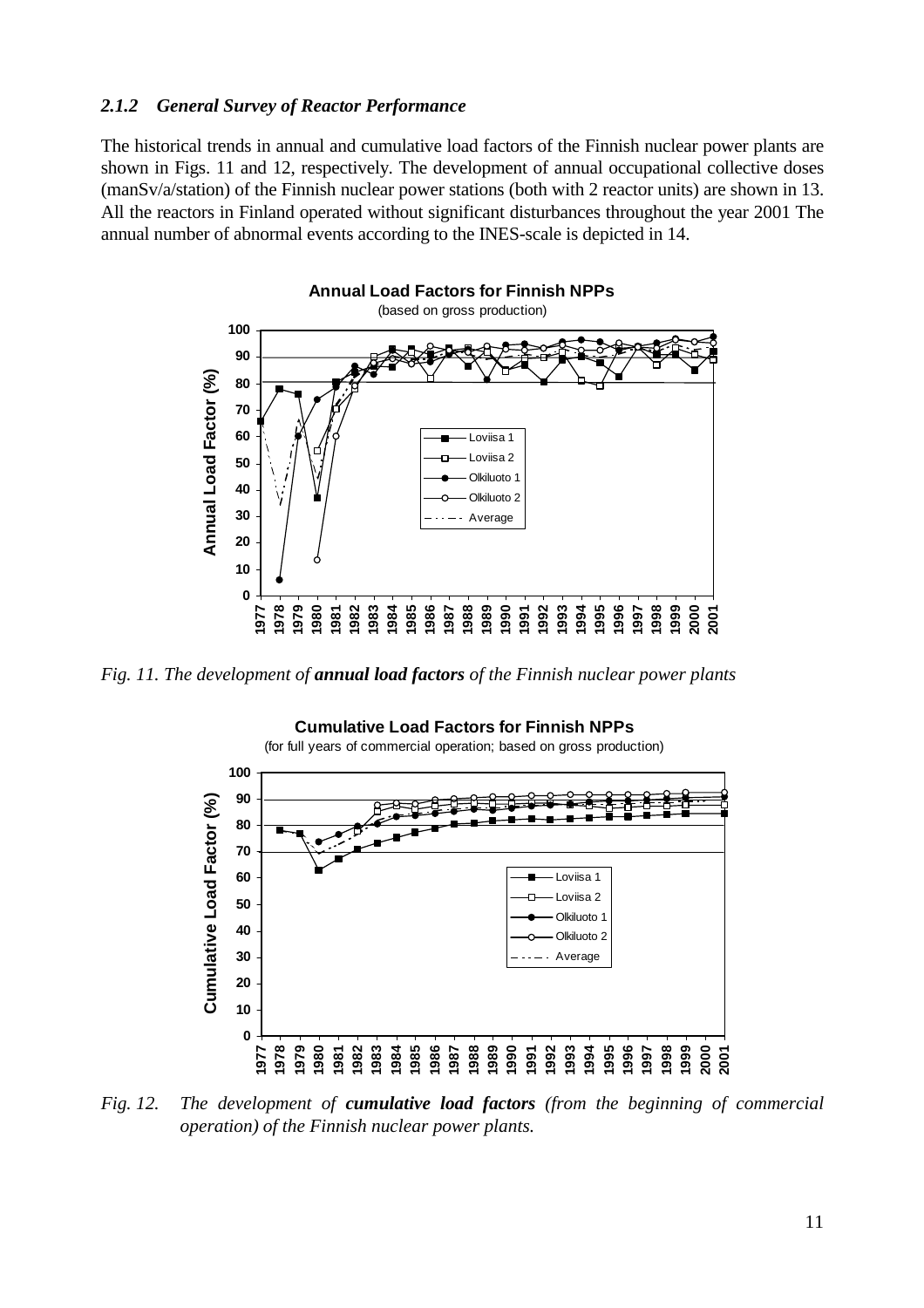### *2.1.2 General Survey of Reactor Performance*

The historical trends in annual and cumulative load factors of the Finnish nuclear power plants are shown in Figs. 11 and 12, respectively. The development of annual occupational collective doses (manSv/a/station) of the Finnish nuclear power stations (both with 2 reactor units) are shown in 13. All the reactors in Finland operated without significant disturbances throughout the year 2001 The annual number of abnormal events according to the INES-scale is depicted in 14.

*Fig. 11. The development of* ***annual load factors*** *of the Finnish nuclear power plants*

*Fig. 12. The development of* ***cumulative load factors*** *(from the beginning of commercial operation) of the Finnish nuclear power plants.*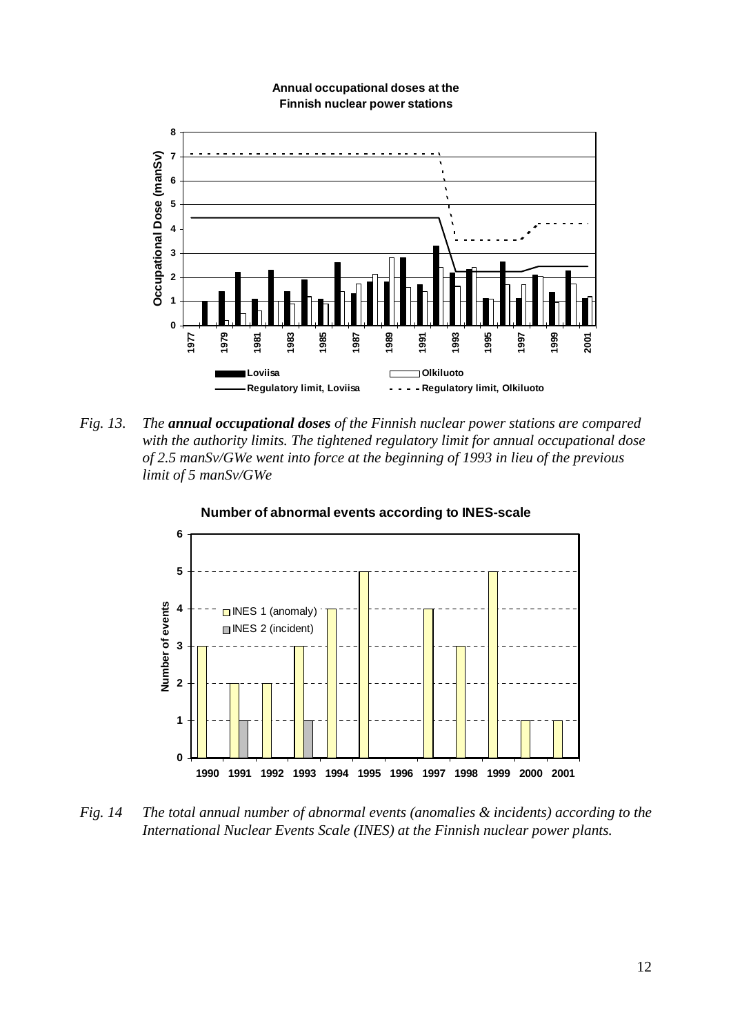*Fig. 13. The **annual occupational doses** of the Finnish nuclear power stations are compared with the authority limits. The tightened regulatory limit for annual occupational dose of 2.5 manSv/GWe went into force at the beginning of 1993 in lieu of the previous limit of 5 manSv/GWe*

*Fig. 14 The total annual number of abnormal events (anomalies & incidents) according to the International Nuclear Events Scale (INES) at the Finnish nuclear power plants.*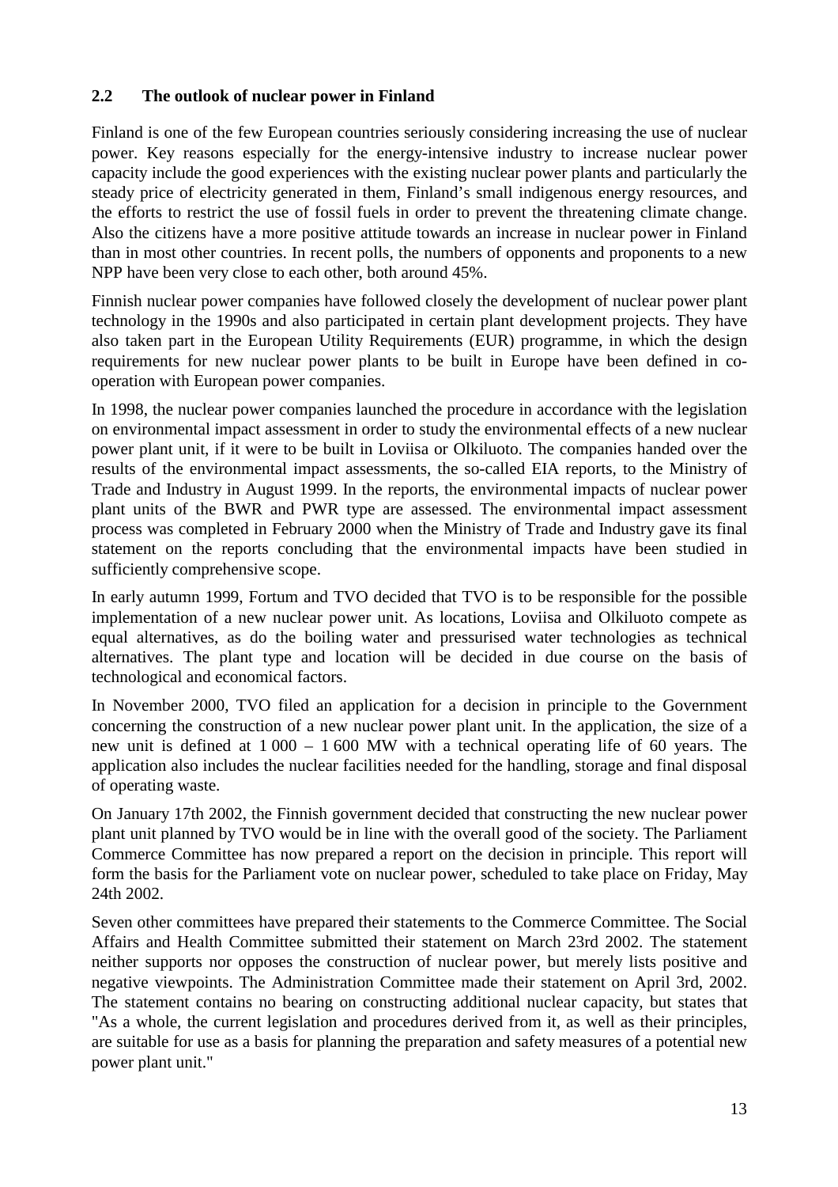## 2.2 The outlook of nuclear power in Finland

Finland is one of the few European countries seriously considering increasing the use of nuclear power. Key reasons especially for the energy-intensive industry to increase nuclear power capacity include the good experiences with the existing nuclear power plants and particularly the steady price of electricity generated in them, Finland's small indigenous energy resources, and the efforts to restrict the use of fossil fuels in order to prevent the threatening climate change. Also the citizens have a more positive attitude towards an increase in nuclear power in Finland than in most other countries. In recent polls, the numbers of opponents and proponents to a new NPP have been very close to each other, both around 45%.

Finnish nuclear power companies have followed closely the development of nuclear power plant technology in the 1990s and also participated in certain plant development projects. They have also taken part in the European Utility Requirements (EUR) programme, in which the design requirements for new nuclear power plants to be built in Europe have been defined in co-operation with European power companies.

In 1998, the nuclear power companies launched the procedure in accordance with the legislation on environmental impact assessment in order to study the environmental effects of a new nuclear power plant unit, if it were to be built in Loviisa or Olkiluoto. The companies handed over the results of the environmental impact assessments, the so-called EIA reports, to the Ministry of Trade and Industry in August 1999. In the reports, the environmental impacts of nuclear power plant units of the BWR and PWR type are assessed. The environmental impact assessment process was completed in February 2000 when the Ministry of Trade and Industry gave its final statement on the reports concluding that the environmental impacts have been studied in sufficiently comprehensive scope.

In early autumn 1999, Fortum and TVO decided that TVO is to be responsible for the possible implementation of a new nuclear power unit. As locations, Loviisa and Olkiluoto compete as equal alternatives, as do the boiling water and pressurised water technologies as technical alternatives. The plant type and location will be decided in due course on the basis of technological and economical factors.

In November 2000, TVO filed an application for a decision in principle to the Government concerning the construction of a new nuclear power plant unit. In the application, the size of a new unit is defined at 1 000 – 1 600 MW with a technical operating life of 60 years. The application also includes the nuclear facilities needed for the handling, storage and final disposal of operating waste.

On January 17th 2002, the Finnish government decided that constructing the new nuclear power plant unit planned by TVO would be in line with the overall good of the society. The Parliament Commerce Committee has now prepared a report on the decision in principle. This report will form the basis for the Parliament vote on nuclear power, scheduled to take place on Friday, May 24th 2002.

Seven other committees have prepared their statements to the Commerce Committee. The Social Affairs and Health Committee submitted their statement on March 23rd 2002. The statement neither supports nor opposes the construction of nuclear power, but merely lists positive and negative viewpoints. The Administration Committee made their statement on April 3rd, 2002. The statement contains no bearing on constructing additional nuclear capacity, but states that "As a whole, the current legislation and procedures derived from it, as well as their principles, are suitable for use as a basis for planning the preparation and safety measures of a potential new power plant unit."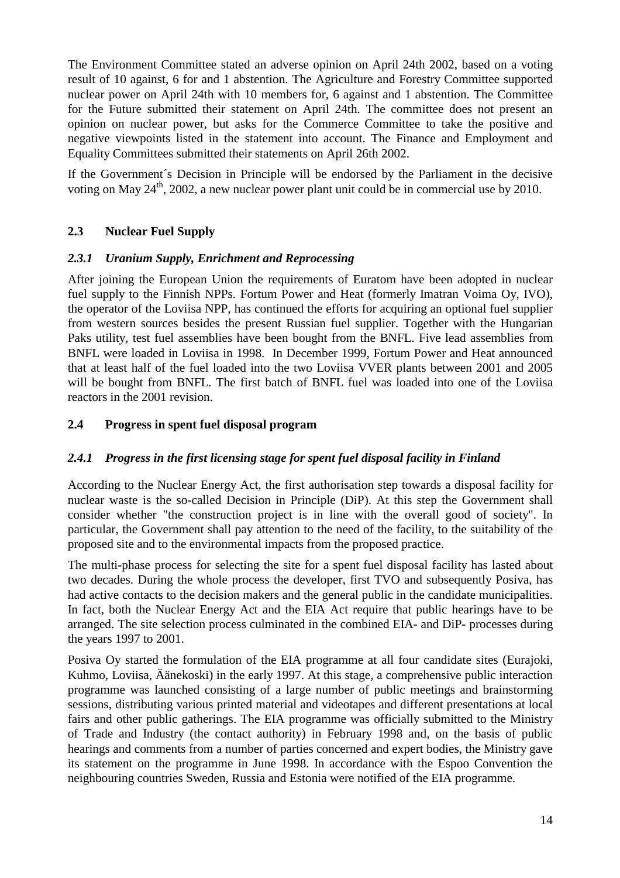The Environment Committee stated an adverse opinion on April 24th 2002, based on a voting result of 10 against, 6 for and 1 abstention. The Agriculture and Forestry Committee supported nuclear power on April 24th with 10 members for, 6 against and 1 abstention. The Committee for the Future submitted their statement on April 24th. The committee does not present an opinion on nuclear power, but asks for the Commerce Committee to take the positive and negative viewpoints listed in the statement into account. The Finance and Employment and Equality Committees submitted their statements on April 26th 2002.

If the Government´s Decision in Principle will be endorsed by the Parliament in the decisive voting on May 24$^{th}$, 2002, a new nuclear power plant unit could be in commercial use by 2010.

## 2.3 Nuclear Fuel Supply

### *2.3.1 Uranium Supply, Enrichment and Reprocessing*

After joining the European Union the requirements of Euratom have been adopted in nuclear fuel supply to the Finnish NPPs. Fortum Power and Heat (formerly Imatran Voima Oy, IVO), the operator of the Loviisa NPP, has continued the efforts for acquiring an optional fuel supplier from western sources besides the present Russian fuel supplier. Together with the Hungarian Paks utility, test fuel assemblies have been bought from the BNFL. Five lead assemblies from BNFL were loaded in Loviisa in 1998. In December 1999, Fortum Power and Heat announced that at least half of the fuel loaded into the two Loviisa VVER plants between 2001 and 2005 will be bought from BNFL. The first batch of BNFL fuel was loaded into one of the Loviisa reactors in the 2001 revision.

## 2.4 Progress in spent fuel disposal program

### *2.4.1 Progress in the first licensing stage for spent fuel disposal facility in Finland*

According to the Nuclear Energy Act, the first authorisation step towards a disposal facility for nuclear waste is the so-called Decision in Principle (DiP). At this step the Government shall consider whether "the construction project is in line with the overall good of society". In particular, the Government shall pay attention to the need of the facility, to the suitability of the proposed site and to the environmental impacts from the proposed practice.

The multi-phase process for selecting the site for a spent fuel disposal facility has lasted about two decades. During the whole process the developer, first TVO and subsequently Posiva, has had active contacts to the decision makers and the general public in the candidate municipalities. In fact, both the Nuclear Energy Act and the EIA Act require that public hearings have to be arranged. The site selection process culminated in the combined EIA- and DiP- processes during the years 1997 to 2001.

Posiva Oy started the formulation of the EIA programme at all four candidate sites (Eurajoki, Kuhmo, Loviisa, Äänekoski) in the early 1997. At this stage, a comprehensive public interaction programme was launched consisting of a large number of public meetings and brainstorming sessions, distributing various printed material and videotapes and different presentations at local fairs and other public gatherings. The EIA programme was officially submitted to the Ministry of Trade and Industry (the contact authority) in February 1998 and, on the basis of public hearings and comments from a number of parties concerned and expert bodies, the Ministry gave its statement on the programme in June 1998. In accordance with the Espoo Convention the neighbouring countries Sweden, Russia and Estonia were notified of the EIA programme.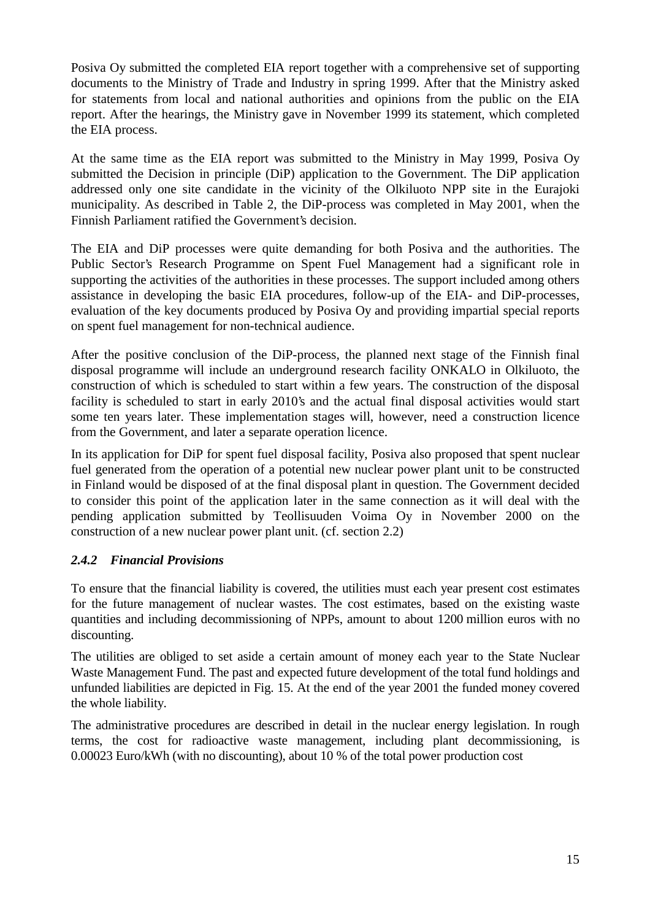Posiva Oy submitted the completed EIA report together with a comprehensive set of supporting documents to the Ministry of Trade and Industry in spring 1999. After that the Ministry asked for statements from local and national authorities and opinions from the public on the EIA report. After the hearings, the Ministry gave in November 1999 its statement, which completed the EIA process.

At the same time as the EIA report was submitted to the Ministry in May 1999, Posiva Oy submitted the Decision in principle (DiP) application to the Government. The DiP application addressed only one site candidate in the vicinity of the Olkiluoto NPP site in the Eurajoki municipality. As described in Table 2, the DiP-process was completed in May 2001, when the Finnish Parliament ratified the Government's decision.

The EIA and DiP processes were quite demanding for both Posiva and the authorities. The Public Sector's Research Programme on Spent Fuel Management had a significant role in supporting the activities of the authorities in these processes. The support included among others assistance in developing the basic EIA procedures, follow-up of the EIA- and DiP-processes, evaluation of the key documents produced by Posiva Oy and providing impartial special reports on spent fuel management for non-technical audience.

After the positive conclusion of the DiP-process, the planned next stage of the Finnish final disposal programme will include an underground research facility ONKALO in Olkiluoto, the construction of which is scheduled to start within a few years. The construction of the disposal facility is scheduled to start in early 2010's and the actual final disposal activities would start some ten years later. These implementation stages will, however, need a construction licence from the Government, and later a separate operation licence.

In its application for DiP for spent fuel disposal facility, Posiva also proposed that spent nuclear fuel generated from the operation of a potential new nuclear power plant unit to be constructed in Finland would be disposed of at the final disposal plant in question. The Government decided to consider this point of the application later in the same connection as it will deal with the pending application submitted by Teollisuuden Voima Oy in November 2000 on the construction of a new nuclear power plant unit. (cf. section 2.2)

### *2.4.2 Financial Provisions*

To ensure that the financial liability is covered, the utilities must each year present cost estimates for the future management of nuclear wastes. The cost estimates, based on the existing waste quantities and including decommissioning of NPPs, amount to about 1200 million euros with no discounting.

The utilities are obliged to set aside a certain amount of money each year to the State Nuclear Waste Management Fund. The past and expected future development of the total fund holdings and unfunded liabilities are depicted in Fig. 15. At the end of the year 2001 the funded money covered the whole liability.

The administrative procedures are described in detail in the nuclear energy legislation. In rough terms, the cost for radioactive waste management, including plant decommissioning, is 0.00023 Euro/kWh (with no discounting), about 10 % of the total power production cost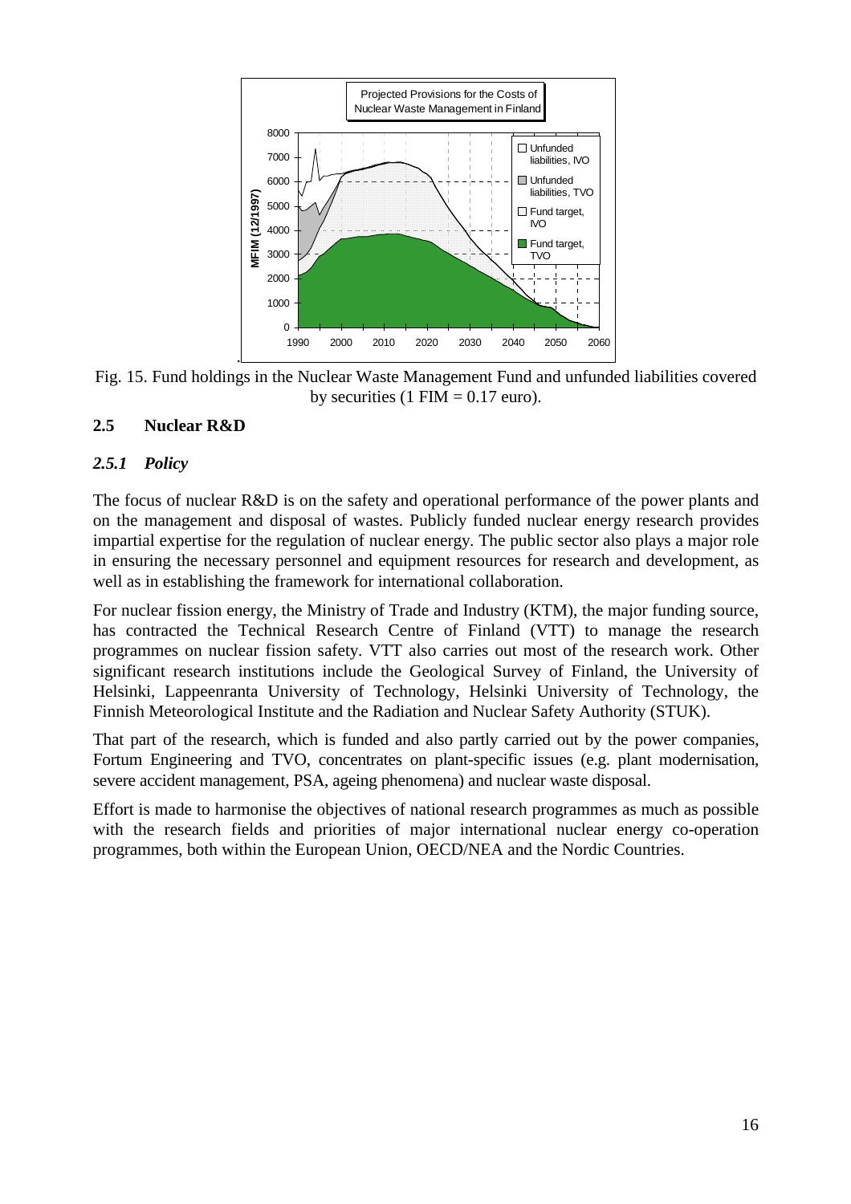Fig. 15. Fund holdings in the Nuclear Waste Management Fund and unfunded liabilities covered by securities (1 FIM = 0.17 euro).

## 2.5 Nuclear R&D

### *2.5.1 Policy*

The focus of nuclear R&D is on the safety and operational performance of the power plants and on the management and disposal of wastes. Publicly funded nuclear energy research provides impartial expertise for the regulation of nuclear energy. The public sector also plays a major role in ensuring the necessary personnel and equipment resources for research and development, as well as in establishing the framework for international collaboration.

For nuclear fission energy, the Ministry of Trade and Industry (KTM), the major funding source, has contracted the Technical Research Centre of Finland (VTT) to manage the research programmes on nuclear fission safety. VTT also carries out most of the research work. Other significant research institutions include the Geological Survey of Finland, the University of Helsinki, Lappeenranta University of Technology, Helsinki University of Technology, the Finnish Meteorological Institute and the Radiation and Nuclear Safety Authority (STUK).

That part of the research, which is funded and also partly carried out by the power companies, Fortum Engineering and TVO, concentrates on plant-specific issues (e.g. plant modernisation, severe accident management, PSA, ageing phenomena) and nuclear waste disposal.

Effort is made to harmonise the objectives of national research programmes as much as possible with the research fields and priorities of major international nuclear energy co-operation programmes, both within the European Union, OECD/NEA and the Nordic Countries.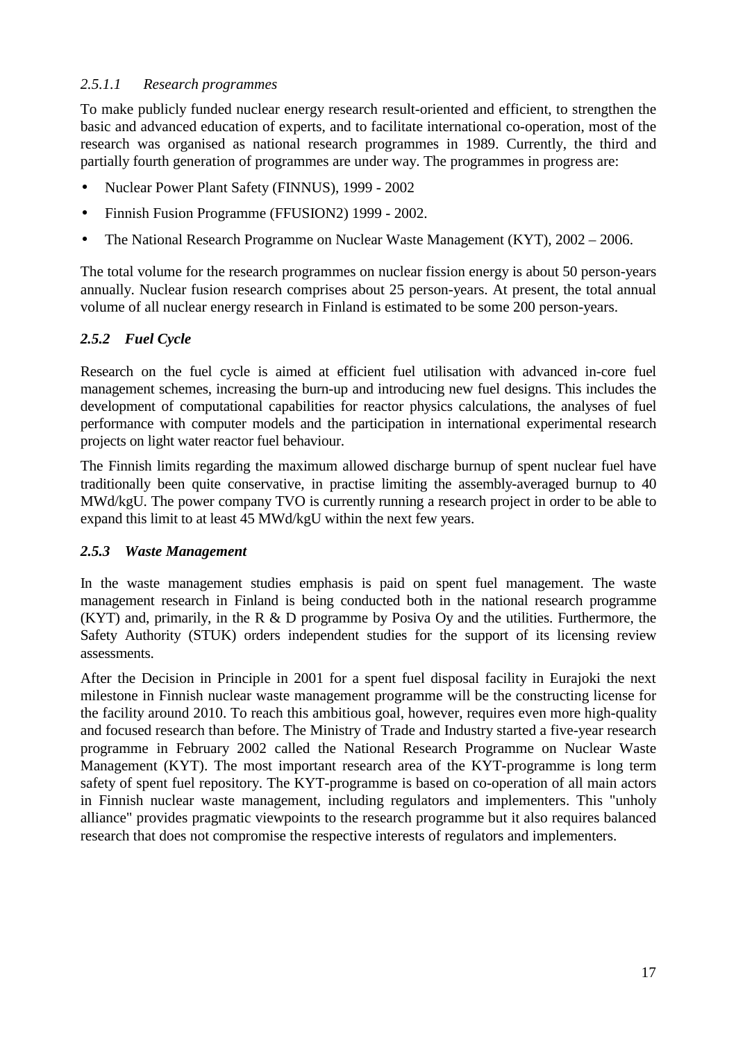#### *2.5.1.1 Research programmes*

To make publicly funded nuclear energy research result-oriented and efficient, to strengthen the basic and advanced education of experts, and to facilitate international co-operation, most of the research was organised as national research programmes in 1989. Currently, the third and partially fourth generation of programmes are under way. The programmes in progress are:

- Nuclear Power Plant Safety (FINNUS), 1999 - 2002
- Finnish Fusion Programme (FFUSION2) 1999 - 2002.
- The National Research Programme on Nuclear Waste Management (KYT), 2002 – 2006.

The total volume for the research programmes on nuclear fission energy is about 50 person-years annually. Nuclear fusion research comprises about 25 person-years. At present, the total annual volume of all nuclear energy research in Finland is estimated to be some 200 person-years.

### *2.5.2 Fuel Cycle*

Research on the fuel cycle is aimed at efficient fuel utilisation with advanced in-core fuel management schemes, increasing the burn-up and introducing new fuel designs. This includes the development of computational capabilities for reactor physics calculations, the analyses of fuel performance with computer models and the participation in international experimental research projects on light water reactor fuel behaviour.

The Finnish limits regarding the maximum allowed discharge burnup of spent nuclear fuel have traditionally been quite conservative, in practise limiting the assembly-averaged burnup to 40 MWd/kgU. The power company TVO is currently running a research project in order to be able to expand this limit to at least 45 MWd/kgU within the next few years.

### *2.5.3 Waste Management*

In the waste management studies emphasis is paid on spent fuel management. The waste management research in Finland is being conducted both in the national research programme (KYT) and, primarily, in the R & D programme by Posiva Oy and the utilities. Furthermore, the Safety Authority (STUK) orders independent studies for the support of its licensing review assessments.

After the Decision in Principle in 2001 for a spent fuel disposal facility in Eurajoki the next milestone in Finnish nuclear waste management programme will be the constructing license for the facility around 2010. To reach this ambitious goal, however, requires even more high-quality and focused research than before. The Ministry of Trade and Industry started a five-year research programme in February 2002 called the National Research Programme on Nuclear Waste Management (KYT). The most important research area of the KYT-programme is long term safety of spent fuel repository. The KYT-programme is based on co-operation of all main actors in Finnish nuclear waste management, including regulators and implementers. This "unholy alliance" provides pragmatic viewpoints to the research programme but it also requires balanced research that does not compromise the respective interests of regulators and implementers.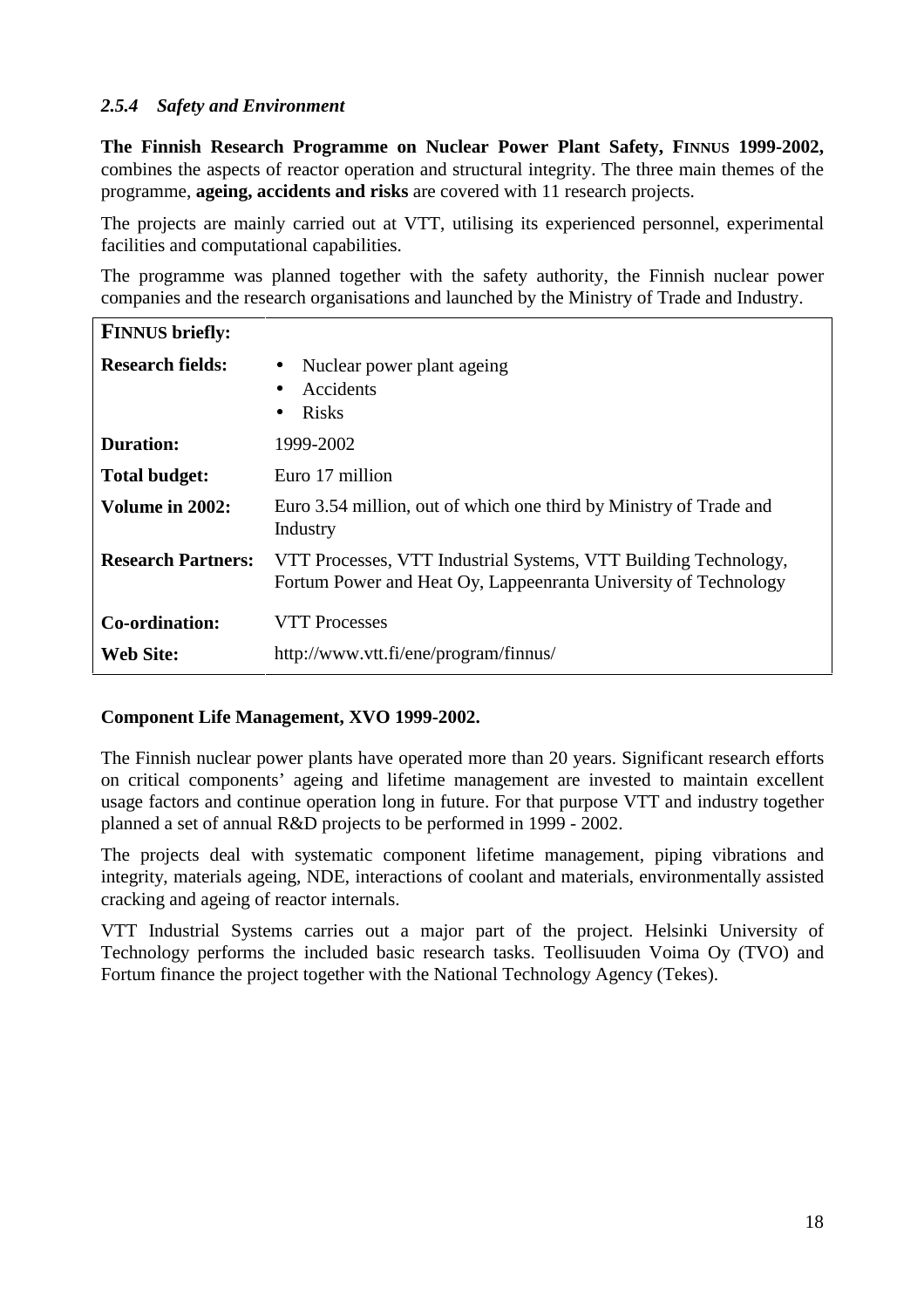#### *2.5.4 Safety and Environment*

**The Finnish Research Programme on Nuclear Power Plant Safety, FINNUS 1999-2002,** combines the aspects of reactor operation and structural integrity. The three main themes of the programme, **ageing, accidents and risks** are covered with 11 research projects.

The projects are mainly carried out at VTT, utilising its experienced personnel, experimental facilities and computational capabilities.

The programme was planned together with the safety authority, the Finnish nuclear power companies and the research organisations and launched by the Ministry of Trade and Industry.

| **FINNUS briefly:** | |
|---|---|
| **Research fields:** | • Nuclear power plant ageing<br>• Accidents<br>• Risks |
| **Duration:** | 1999-2002 |
| **Total budget:** | Euro 17 million |
| **Volume in 2002:** | Euro 3.54 million, out of which one third by Ministry of Trade and Industry |
| **Research Partners:** | VTT Processes, VTT Industrial Systems, VTT Building Technology, Fortum Power and Heat Oy, Lappeenranta University of Technology |
| **Co-ordination:** | VTT Processes |
| **Web Site:** | http://www.vtt.fi/ene/program/finnus/ |

**Component Life Management, XVO 1999-2002.**

The Finnish nuclear power plants have operated more than 20 years. Significant research efforts on critical components' ageing and lifetime management are invested to maintain excellent usage factors and continue operation long in future. For that purpose VTT and industry together planned a set of annual R&D projects to be performed in 1999 - 2002.

The projects deal with systematic component lifetime management, piping vibrations and integrity, materials ageing, NDE, interactions of coolant and materials, environmentally assisted cracking and ageing of reactor internals.

VTT Industrial Systems carries out a major part of the project. Helsinki University of Technology performs the included basic research tasks. Teollisuuden Voima Oy (TVO) and Fortum finance the project together with the National Technology Agency (Tekes).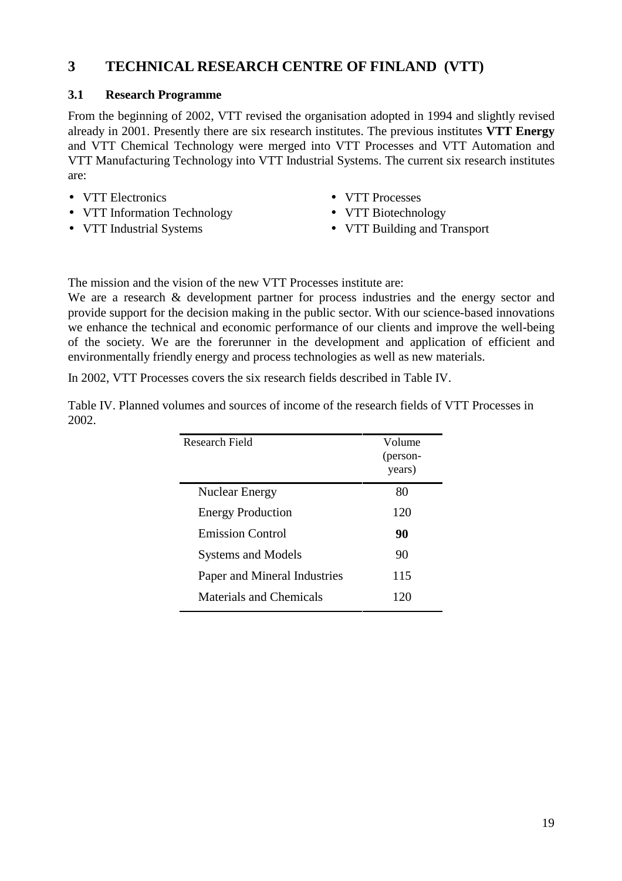# 3 TECHNICAL RESEARCH CENTRE OF FINLAND (VTT)

## 3.1 Research Programme

From the beginning of 2002, VTT revised the organisation adopted in 1994 and slightly revised already in 2001. Presently there are six research institutes. The previous institutes **VTT Energy** and VTT Chemical Technology were merged into VTT Processes and VTT Automation and VTT Manufacturing Technology into VTT Industrial Systems. The current six research institutes are:

- VTT Electronics
- VTT Information Technology
- VTT Industrial Systems
- VTT Processes
- VTT Biotechnology
- VTT Building and Transport

The mission and the vision of the new VTT Processes institute are:
We are a research & development partner for process industries and the energy sector and provide support for the decision making in the public sector. With our science-based innovations we enhance the technical and economic performance of our clients and improve the well-being of the society. We are the forerunner in the development and application of efficient and environmentally friendly energy and process technologies as well as new materials.

In 2002, VTT Processes covers the six research fields described in Table IV.

Table IV. Planned volumes and sources of income of the research fields of VTT Processes in 2002.

| Research Field | Volume (person-years) |
|---|---|
| Nuclear Energy | 80 |
| Energy Production | 120 |
| Emission Control | **90** |
| Systems and Models | 90 |
| Paper and Mineral Industries | 115 |
| Materials and Chemicals | 120 |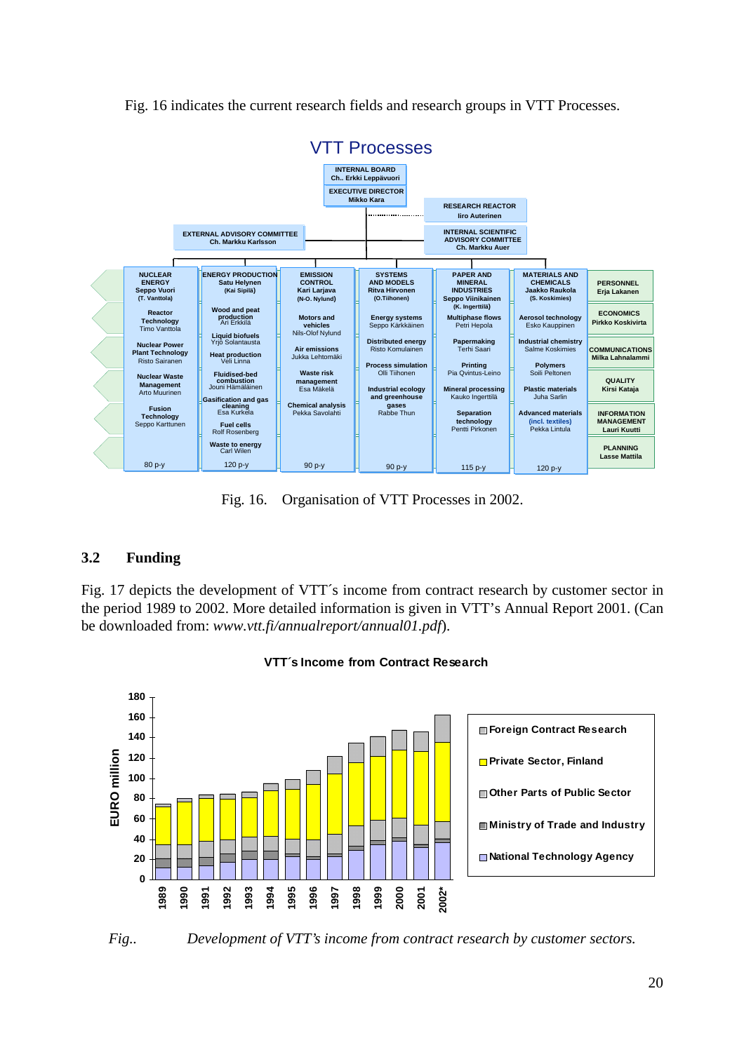Fig. 16 indicates the current research fields and research groups in VTT Processes.

VTT Processes

INTERNAL BOARD
Ch.. Erkki Leppävuori

EXECUTIVE DIRECTOR
Mikko Kara

RESEARCH REACTOR
Iiro Auterinen

EXTERNAL ADVISORY COMMITTEE
Ch. Markku Karlsson

INTERNAL SCIENTIFIC ADVISORY COMMITTEE
Ch. Markku Auer

NUCLEAR ENERGY
Seppo Vuori
(T. Vanttola)

Reactor Technology
Timo Vanttola

Nuclear Power Plant Technology
Risto Sairanen

Nuclear Waste Management
Arto Muurinen

Fusion Technology
Seppo Karttunen

80 p-y

ENERGY PRODUCTION
Satu Helynen
(Kai Sipilä)

Wood and peat production
Ari Erkkilä

Liquid biofuels
Yrjö Solantausta

Heat production
Veli Linna

Fluidised-bed combustion
Jouni Hämäläinen

Gasification and gas cleaning
Esa Kurkela

Fuel cells
Rolf Rosenberg

Waste to energy
Carl Wilen

120 p-y

EMISSION CONTROL
Kari Larjava
(N-O. Nylund)

Motors and vehicles
Nils-Olof Nylund

Air emissions
Jukka Lehtomäki

Waste risk management
Esa Mäkelä

Chemical analysis
Pekka Savolahti

90 p-y

SYSTEMS AND MODELS
Ritva Hirvonen
(O.Tiihonen)

Energy systems
Seppo Kärkkäinen

Distributed energy
Risto Komulainen

Process simulation
Olli Tiihonen

Industrial ecology and greenhouse gases
Rabbe Thun

90 p-y

PAPER AND MINERAL INDUSTRIES
Seppo Viinikainen
(K. Ingerttilä)

Multiphase flows
Petri Hepola

Papermaking
Terhi Saari

Printing
Pia Qvintus-Leino

Mineral processing
Kauko Ingerttilä

Separation technology
Pentti Pirkonen

115 p-y

MATERIALS AND CHEMICALS
Jaakko Raukola
(S. Koskimies)

Aerosol technology
Esko Kauppinen

Industrial chemistry
Salme Koskimies

Polymers
Soili Peltonen

Plastic materials
Juha Sarlin

Advanced materials (incl. textiles)
Pekka Lintula

120 p-y

PERSONNEL
Erja Lakanen

ECONOMICS
Pirkko Koskivirta

COMMUNICATIONS
Milka Lahnalammi

QUALITY
Kirsi Kataja

INFORMATION MANAGEMENT
Lauri Kuutti

PLANNING
Lasse Mattila

Fig. 16. Organisation of VTT Processes in 2002.

## 3.2 Funding

Fig. 17 depicts the development of VTT´s income from contract research by customer sector in the period 1989 to 2002. More detailed information is given in VTT's Annual Report 2001. (Can be downloaded from: *www.vtt.fi/annualreport/annual01.pdf*).

VTT´s Income from Contract Research

EURO million

0
20
40
60
80
100
120
140
160
180

1989
1990
1991
1992
1993
1994
1995
1996
1997
1998
1999
2000
2001
2002*

Foreign Contract Research
Private Sector, Finland
Other Parts of Public Sector
Ministry of Trade and Industry
National Technology Agency

*Fig.. Development of VTT's income from contract research by customer sectors.*